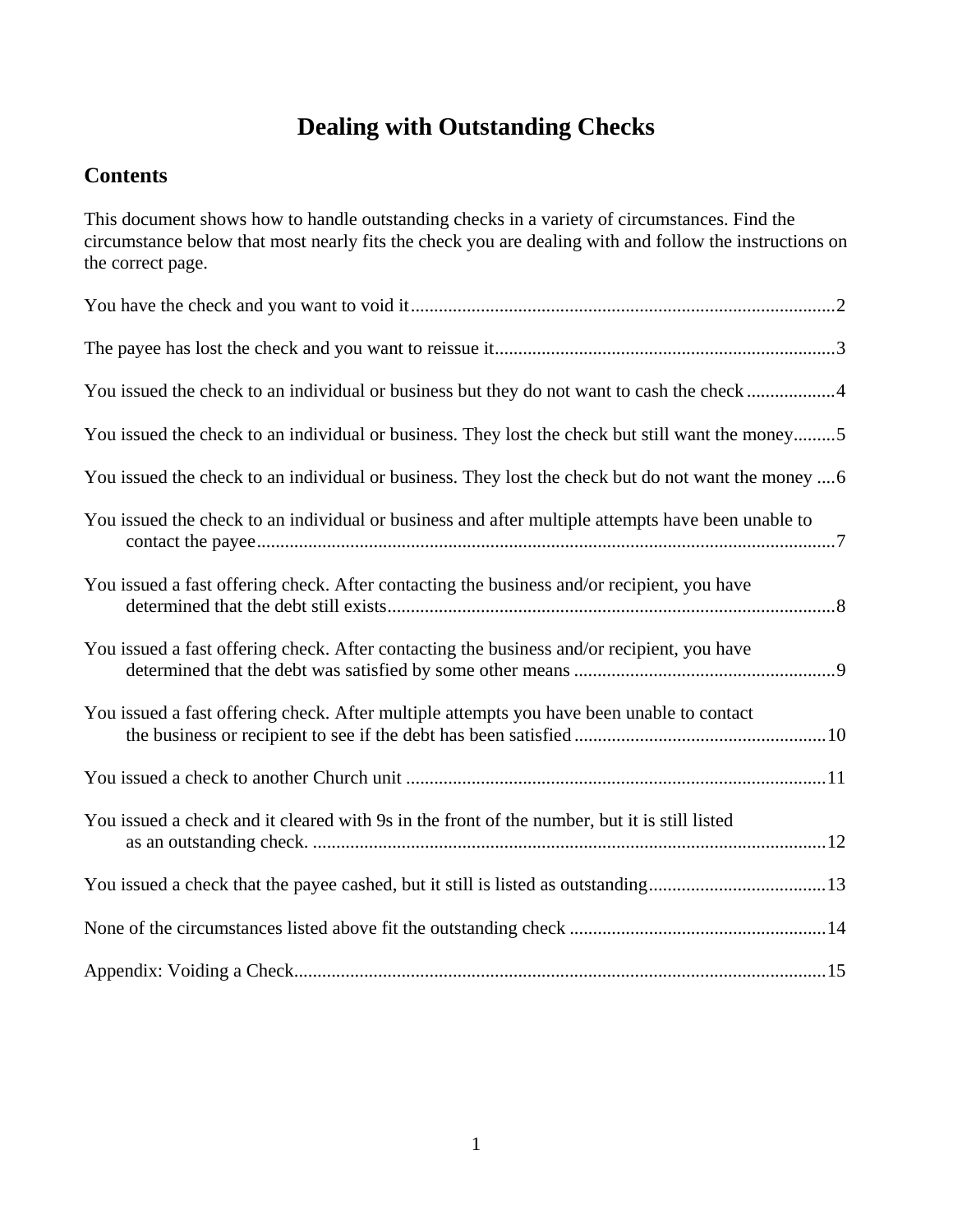# Dealing with Outstanding Checks

## Contents

This document shows how to handle outstanding checks in a variety of circumstances. Find the circumstance below that most nearly fits the check you are dealing with and follow the instructions on the correct page.

You have the check and you want to void it........................................................................................2

The payee has lost the check and you want to reissue it.........................................................................3

You issued the check to an individual or business but they do not want to cash the check ..................4

You issued the check to an individual or business. They lost the check but still want the money.........5

You issued the check to an individual or business. They lost the check but do not want the money ....6

You issued the check to an individual or business and after multiple attempts have been unable to contact the payee...........................................................................................................................7

You issued a fast offering check. After contacting the business and/or recipient, you have determined that the debt still exists...............................................................................................8

You issued a fast offering check. After contacting the business and/or recipient, you have determined that the debt was satisfied by some other means ........................................................9

You issued a fast offering check. After multiple attempts you have been unable to contact the business or recipient to see if the debt has been satisfied......................................................10

You issued a check to another Church unit ..........................................................................................11

You issued a check and it cleared with 9s in the front of the number, but it is still listed as an outstanding check. .............................................................................................................12

You issued a check that the payee cashed, but it still is listed as outstanding......................................13

None of the circumstances listed above fit the outstanding check .......................................................14

Appendix: Voiding a Check..................................................................................................................15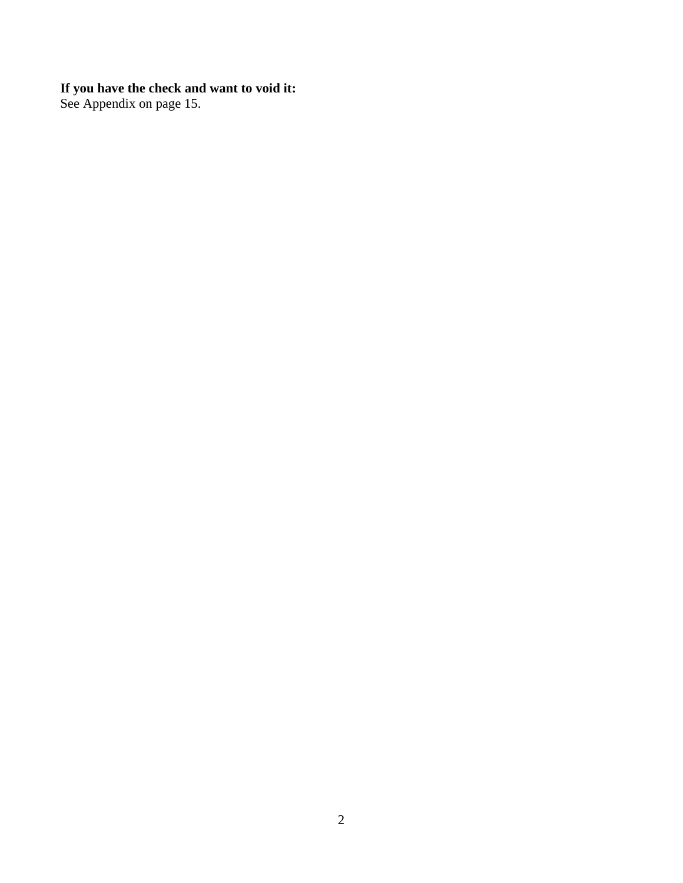**If you have the check and want to void it:**
See Appendix on page 15.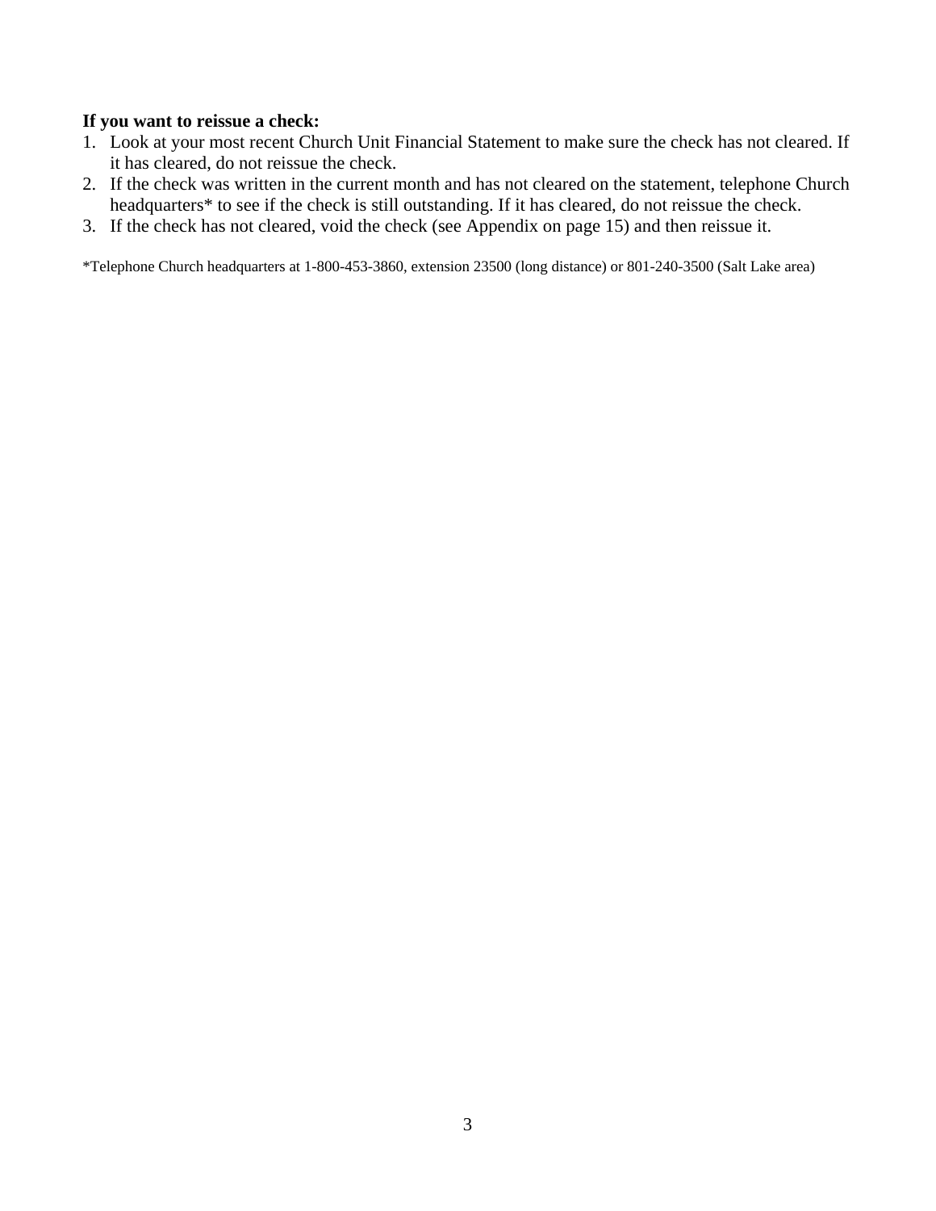**If you want to reissue a check:**

1. Look at your most recent Church Unit Financial Statement to make sure the check has not cleared. If it has cleared, do not reissue the check.
2. If the check was written in the current month and has not cleared on the statement, telephone Church headquarters* to see if the check is still outstanding. If it has cleared, do not reissue the check.
3. If the check has not cleared, void the check (see Appendix on page 15) and then reissue it.

*Telephone Church headquarters at 1-800-453-3860, extension 23500 (long distance) or 801-240-3500 (Salt Lake area)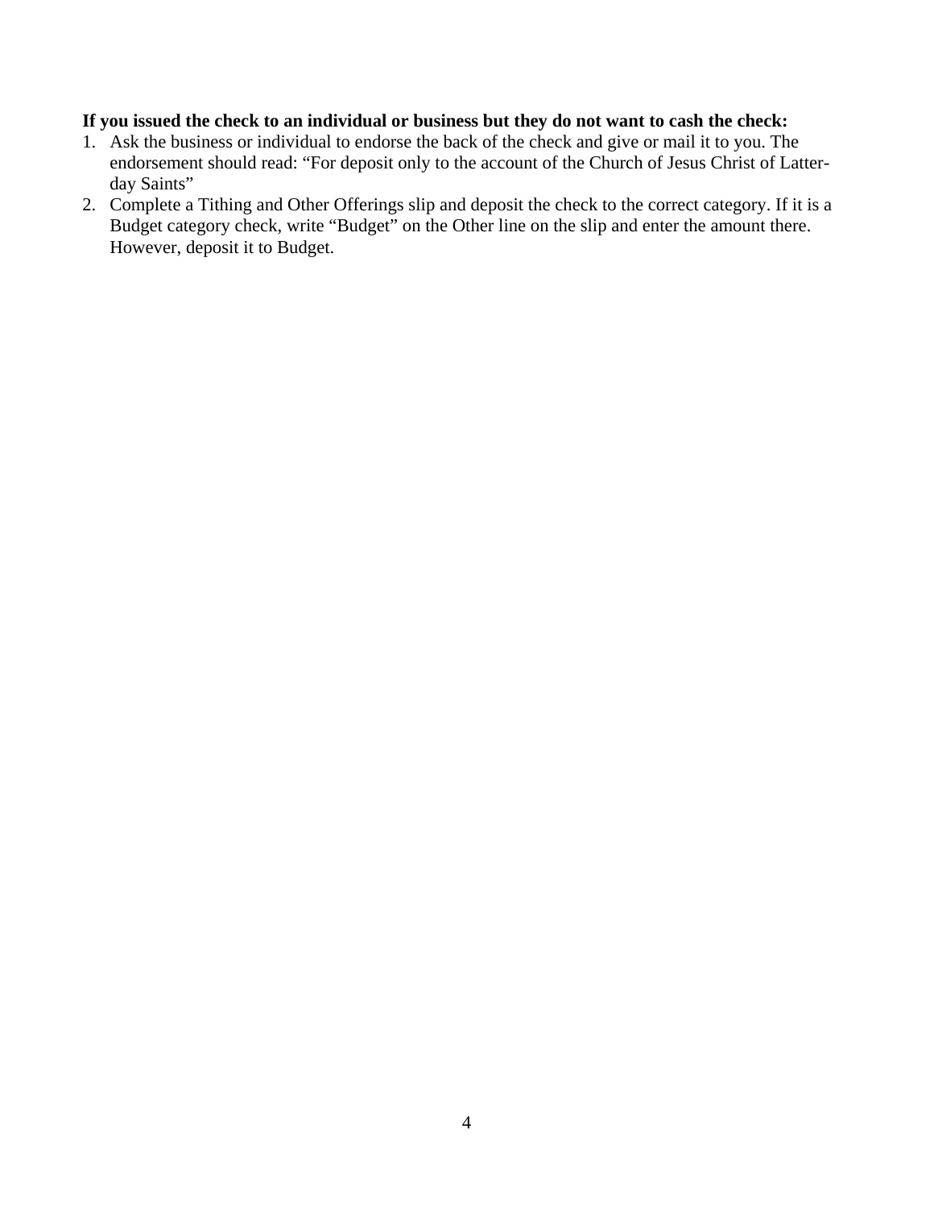**If you issued the check to an individual or business but they do not want to cash the check:**

1. Ask the business or individual to endorse the back of the check and give or mail it to you. The endorsement should read: "For deposit only to the account of the Church of Jesus Christ of Latter-day Saints"
2. Complete a Tithing and Other Offerings slip and deposit the check to the correct category. If it is a Budget category check, write "Budget" on the Other line on the slip and enter the amount there. However, deposit it to Budget.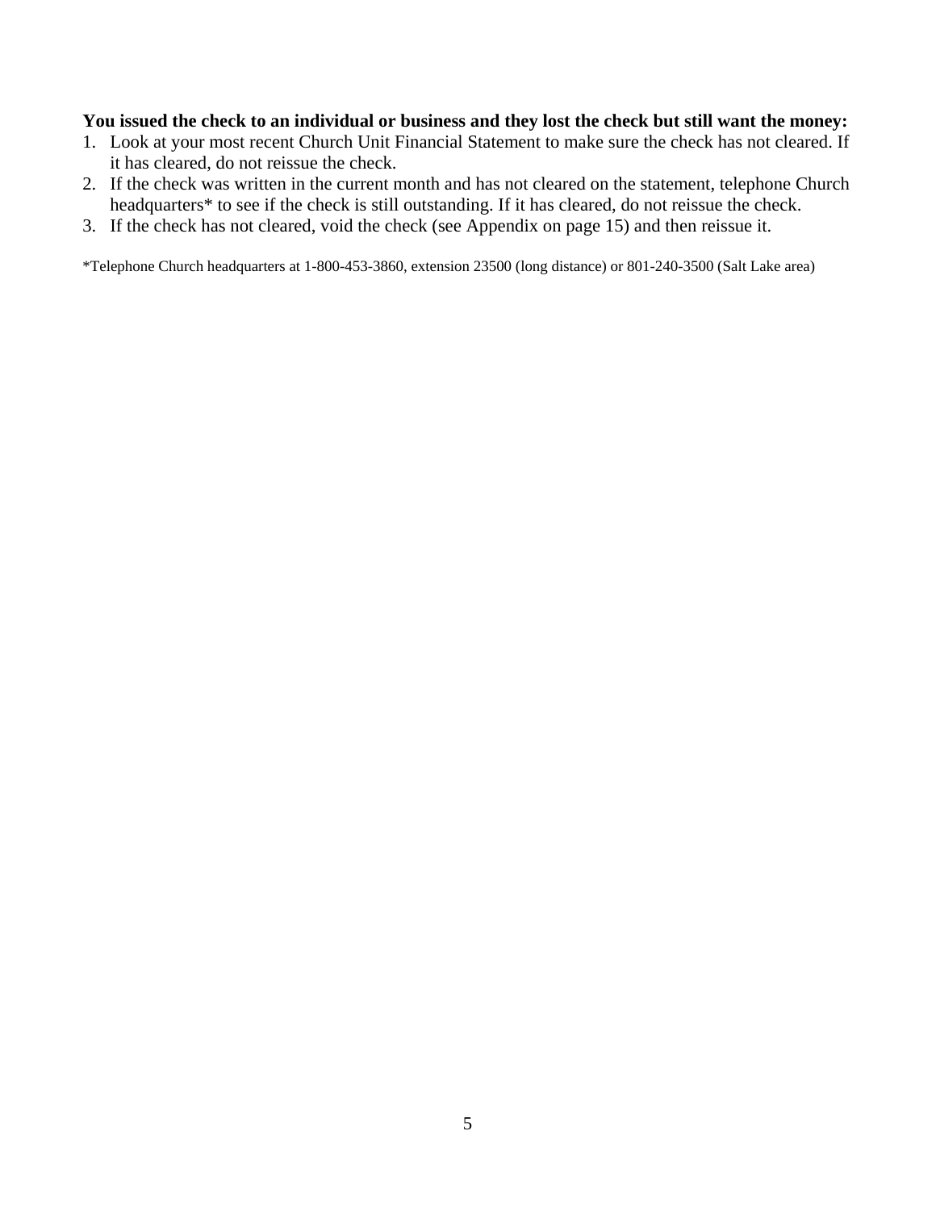**You issued the check to an individual or business and they lost the check but still want the money:**

1. Look at your most recent Church Unit Financial Statement to make sure the check has not cleared. If it has cleared, do not reissue the check.
2. If the check was written in the current month and has not cleared on the statement, telephone Church headquarters* to see if the check is still outstanding. If it has cleared, do not reissue the check.
3. If the check has not cleared, void the check (see Appendix on page 15) and then reissue it.

*Telephone Church headquarters at 1-800-453-3860, extension 23500 (long distance) or 801-240-3500 (Salt Lake area)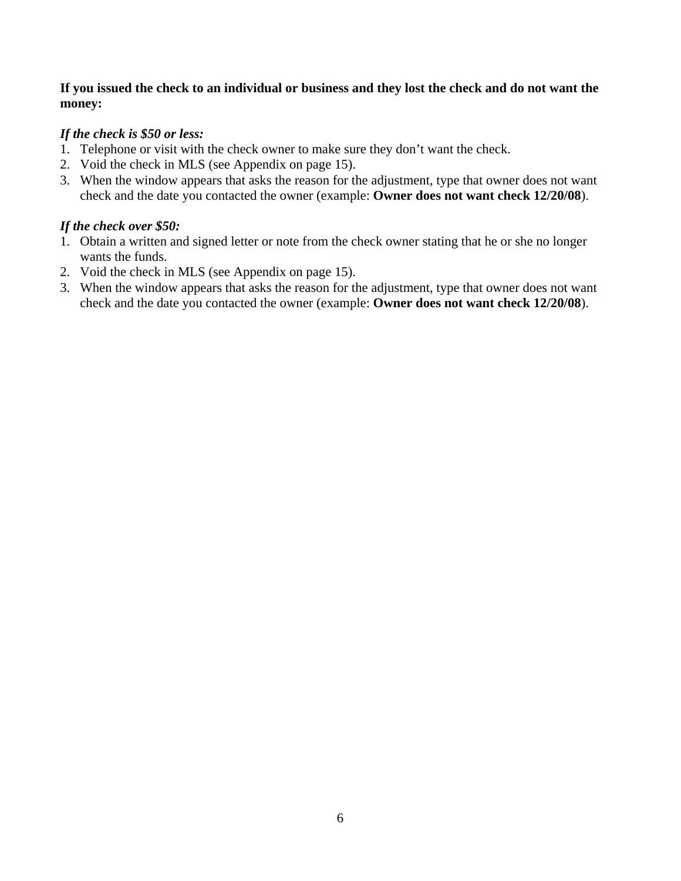**If you issued the check to an individual or business and they lost the check and do not want the money:**

***If the check is $50 or less:***

1. Telephone or visit with the check owner to make sure they don't want the check.
2. Void the check in MLS (see Appendix on page 15).
3. When the window appears that asks the reason for the adjustment, type that owner does not want check and the date you contacted the owner (example: **Owner does not want check 12/20/08**).

***If the check over $50:***

1. Obtain a written and signed letter or note from the check owner stating that he or she no longer wants the funds.
2. Void the check in MLS (see Appendix on page 15).
3. When the window appears that asks the reason for the adjustment, type that owner does not want check and the date you contacted the owner (example: **Owner does not want check 12/20/08**).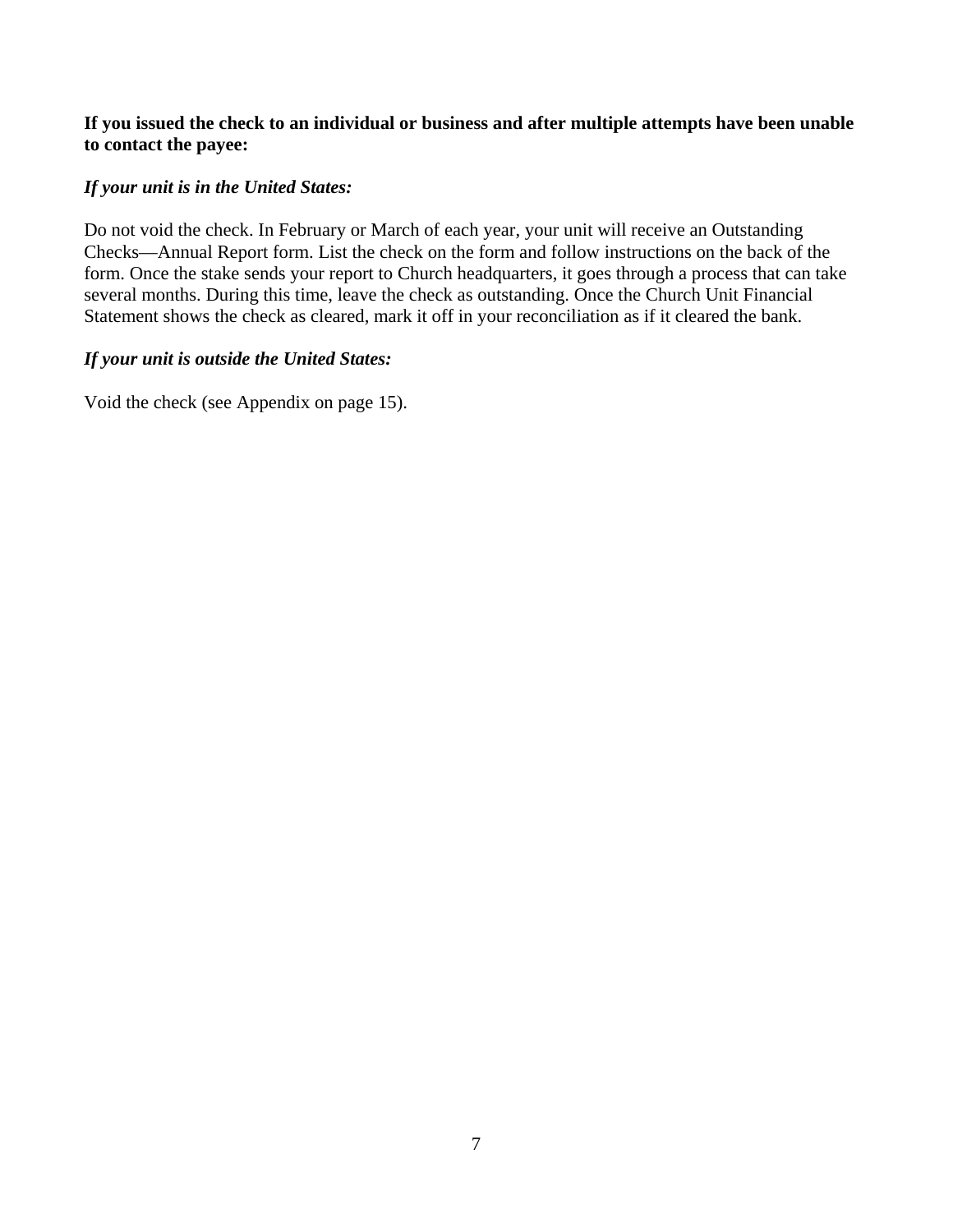**If you issued the check to an individual or business and after multiple attempts have been unable to contact the payee:**

***If your unit is in the United States:***

Do not void the check. In February or March of each year, your unit will receive an Outstanding Checks—Annual Report form. List the check on the form and follow instructions on the back of the form. Once the stake sends your report to Church headquarters, it goes through a process that can take several months. During this time, leave the check as outstanding. Once the Church Unit Financial Statement shows the check as cleared, mark it off in your reconciliation as if it cleared the bank.

***If your unit is outside the United States:***

Void the check (see Appendix on page 15).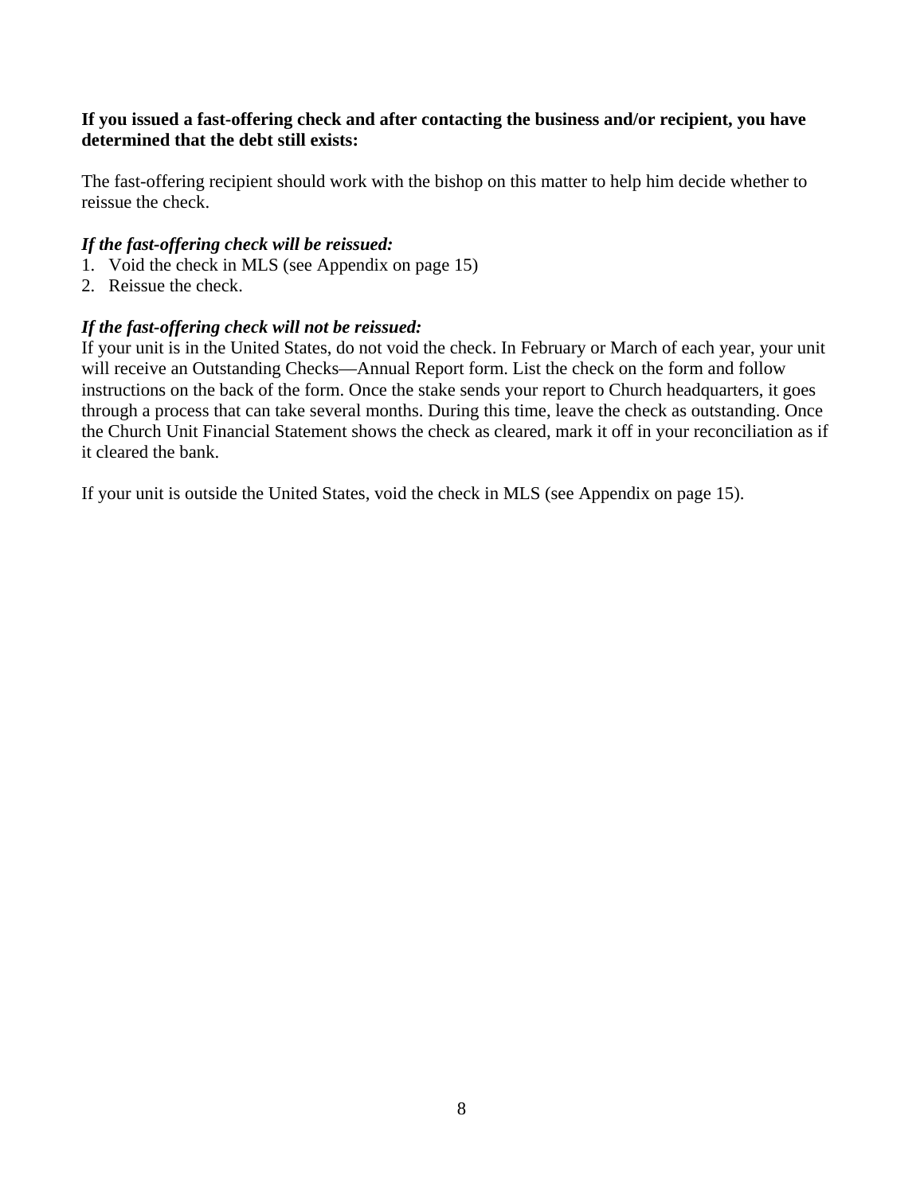**If you issued a fast-offering check and after contacting the business and/or recipient, you have determined that the debt still exists:**

The fast-offering recipient should work with the bishop on this matter to help him decide whether to reissue the check.

***If the fast-offering check will be reissued:***

1. Void the check in MLS (see Appendix on page 15)
2. Reissue the check.

***If the fast-offering check will not be reissued:***

If your unit is in the United States, do not void the check. In February or March of each year, your unit will receive an Outstanding Checks—Annual Report form. List the check on the form and follow instructions on the back of the form. Once the stake sends your report to Church headquarters, it goes through a process that can take several months. During this time, leave the check as outstanding. Once the Church Unit Financial Statement shows the check as cleared, mark it off in your reconciliation as if it cleared the bank.

If your unit is outside the United States, void the check in MLS (see Appendix on page 15).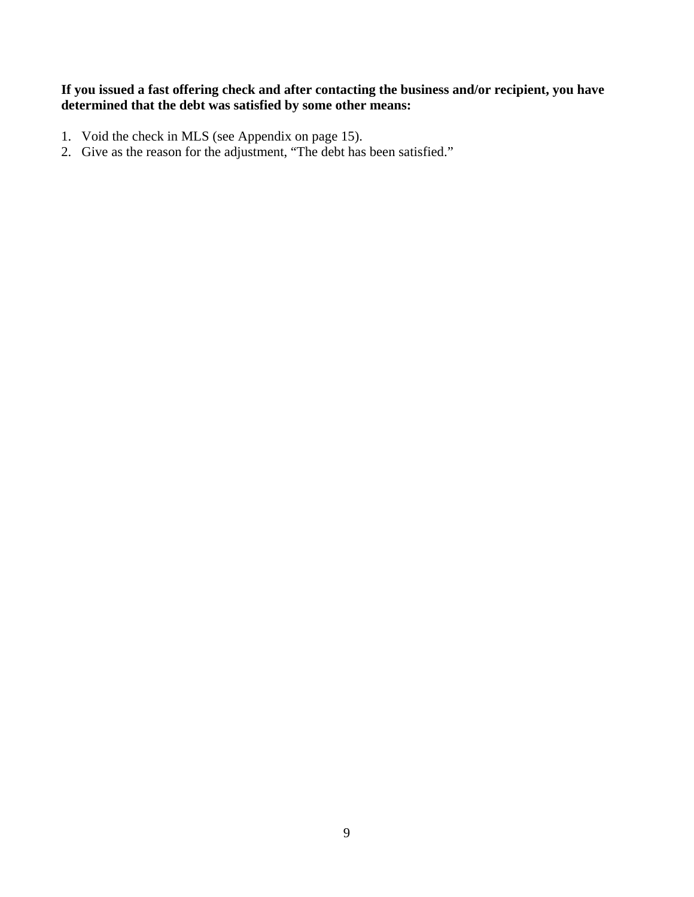**If you issued a fast offering check and after contacting the business and/or recipient, you have determined that the debt was satisfied by some other means:**

1. Void the check in MLS (see Appendix on page 15).
2. Give as the reason for the adjustment, "The debt has been satisfied."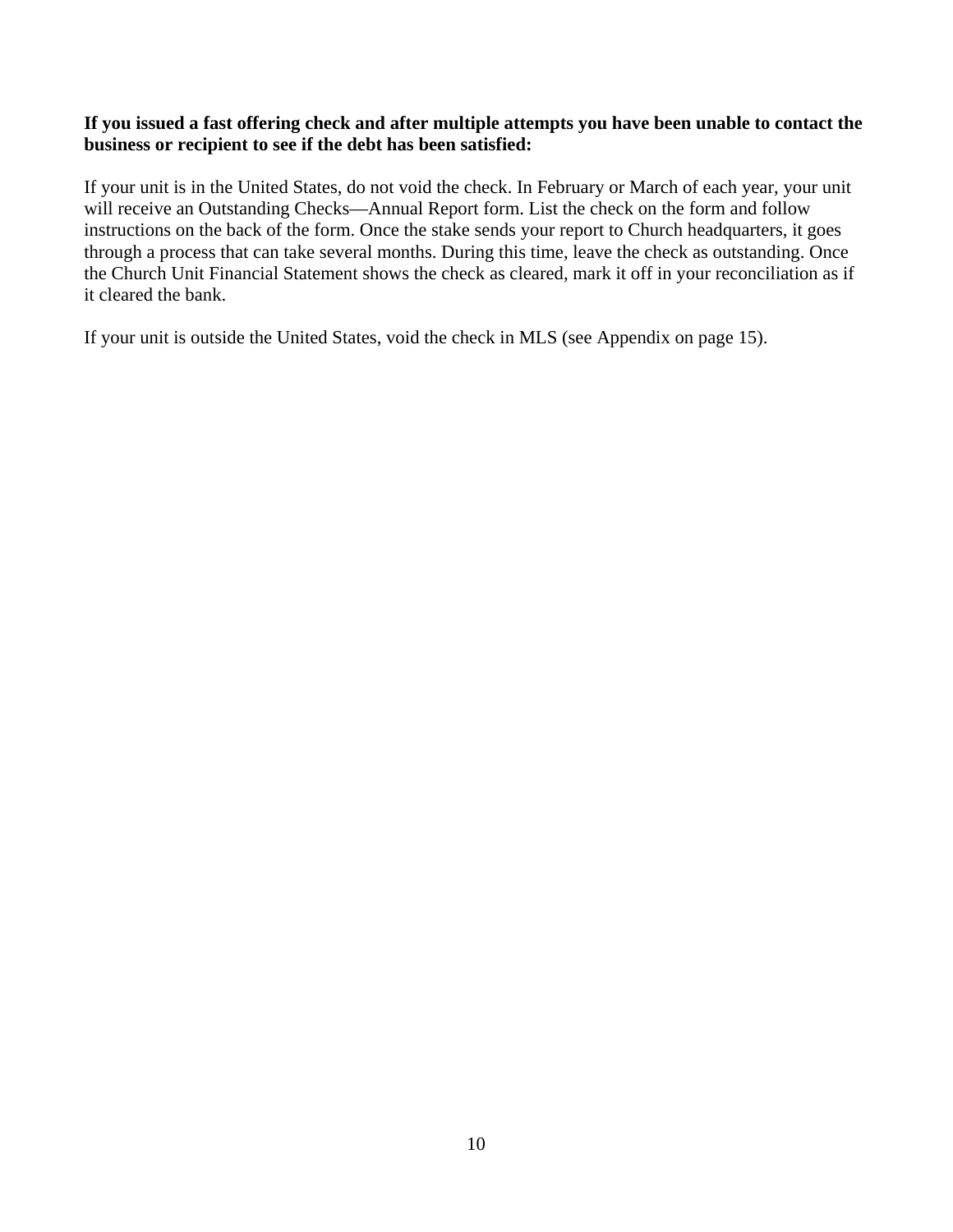**If you issued a fast offering check and after multiple attempts you have been unable to contact the business or recipient to see if the debt has been satisfied:**

If your unit is in the United States, do not void the check. In February or March of each year, your unit will receive an Outstanding Checks—Annual Report form. List the check on the form and follow instructions on the back of the form. Once the stake sends your report to Church headquarters, it goes through a process that can take several months. During this time, leave the check as outstanding. Once the Church Unit Financial Statement shows the check as cleared, mark it off in your reconciliation as if it cleared the bank.

If your unit is outside the United States, void the check in MLS (see Appendix on page 15).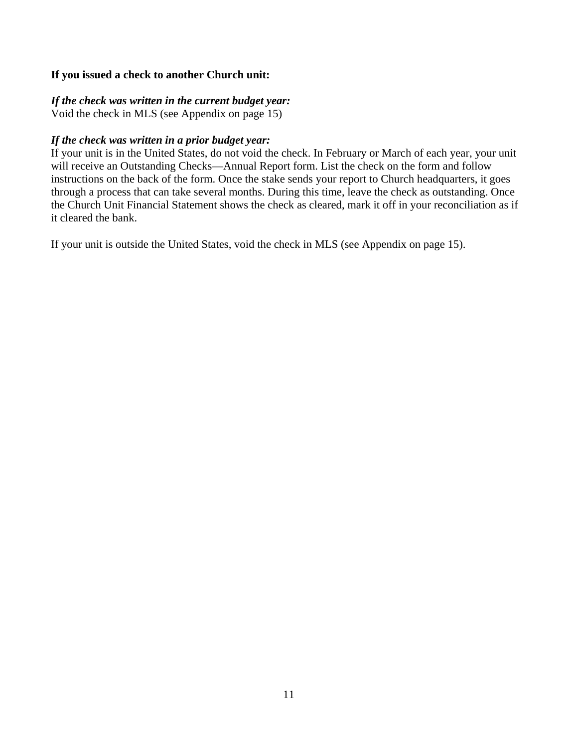**If you issued a check to another Church unit:**

***If the check was written in the current budget year:***
Void the check in MLS (see Appendix on page 15)

***If the check was written in a prior budget year:***
If your unit is in the United States, do not void the check. In February or March of each year, your unit will receive an Outstanding Checks—Annual Report form. List the check on the form and follow instructions on the back of the form. Once the stake sends your report to Church headquarters, it goes through a process that can take several months. During this time, leave the check as outstanding. Once the Church Unit Financial Statement shows the check as cleared, mark it off in your reconciliation as if it cleared the bank.

If your unit is outside the United States, void the check in MLS (see Appendix on page 15).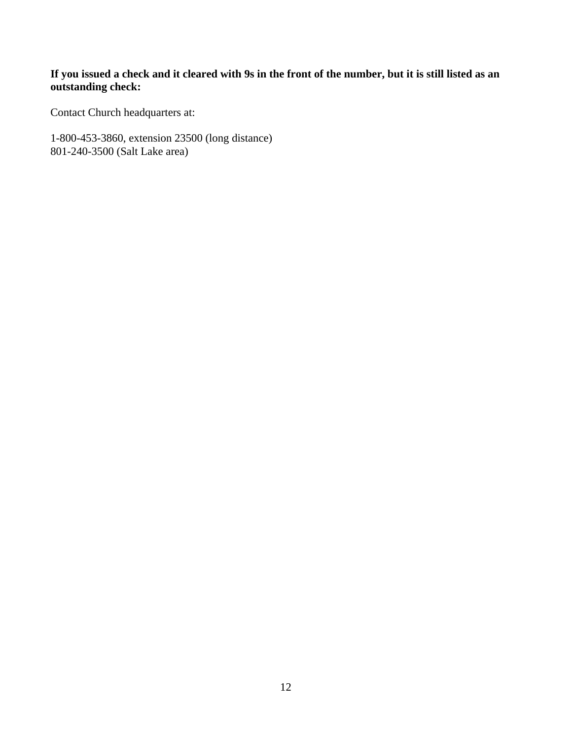**If you issued a check and it cleared with 9s in the front of the number, but it is still listed as an outstanding check:**

Contact Church headquarters at:

1-800-453-3860, extension 23500 (long distance)
801-240-3500 (Salt Lake area)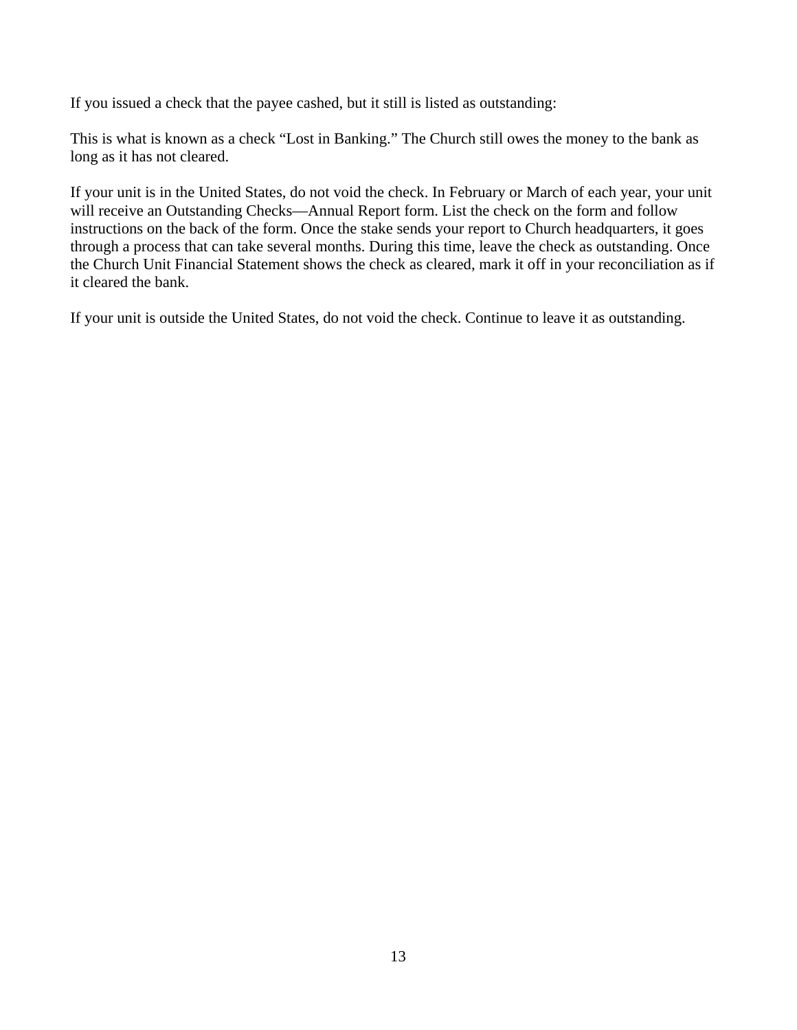If you issued a check that the payee cashed, but it still is listed as outstanding:

This is what is known as a check “Lost in Banking.” The Church still owes the money to the bank as long as it has not cleared.

If your unit is in the United States, do not void the check. In February or March of each year, your unit will receive an Outstanding Checks—Annual Report form. List the check on the form and follow instructions on the back of the form. Once the stake sends your report to Church headquarters, it goes through a process that can take several months. During this time, leave the check as outstanding. Once the Church Unit Financial Statement shows the check as cleared, mark it off in your reconciliation as if it cleared the bank.

If your unit is outside the United States, do not void the check. Continue to leave it as outstanding.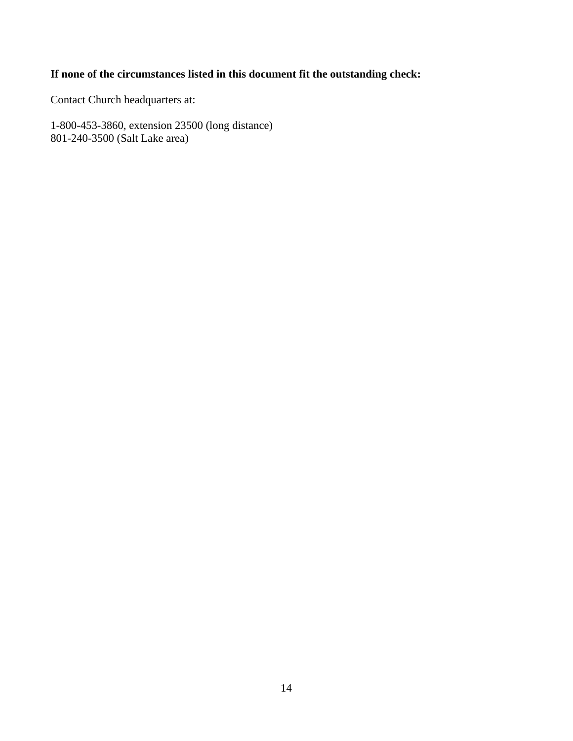**If none of the circumstances listed in this document fit the outstanding check:**

Contact Church headquarters at:

1-800-453-3860, extension 23500 (long distance)
801-240-3500 (Salt Lake area)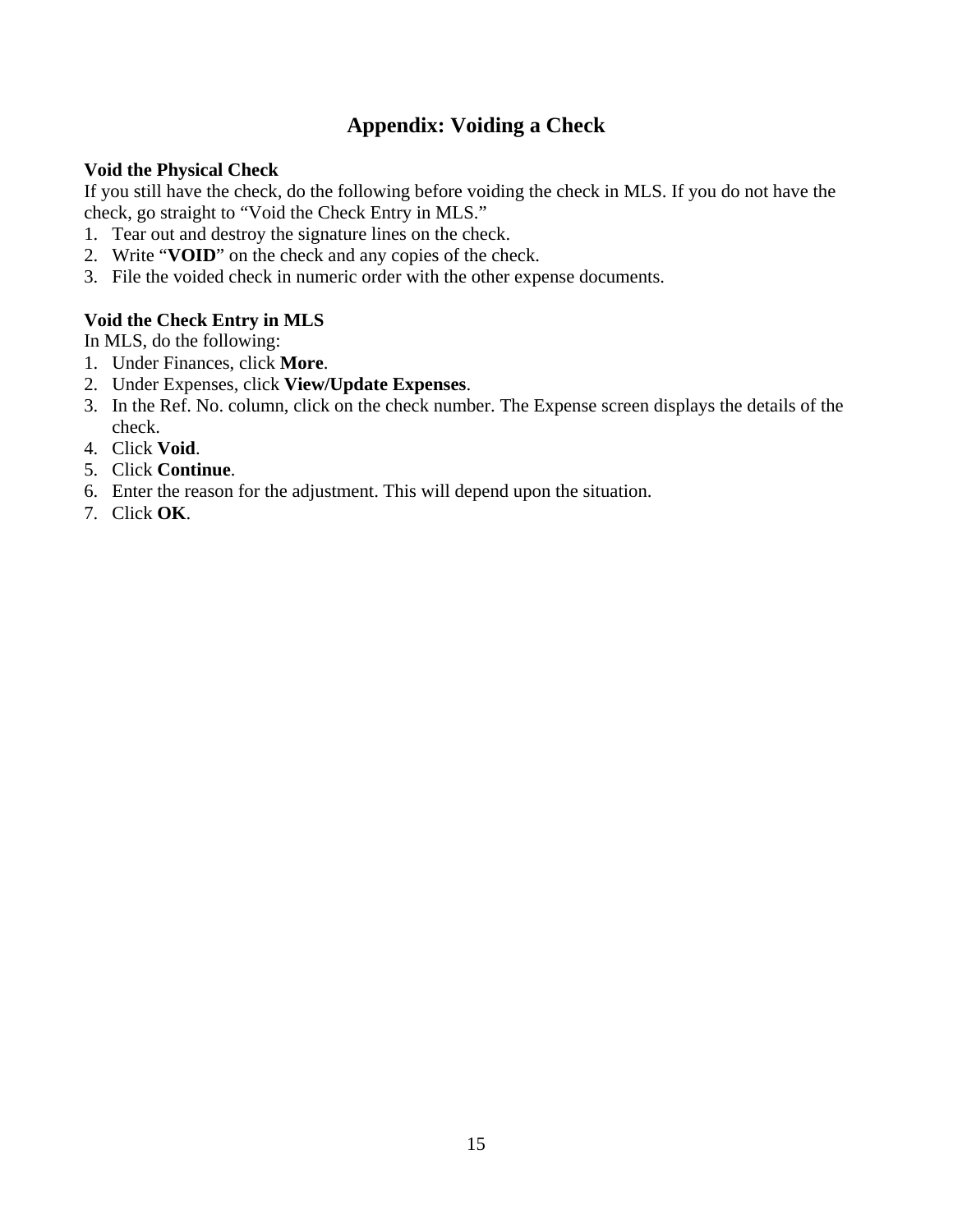# Appendix: Voiding a Check

**Void the Physical Check**

If you still have the check, do the following before voiding the check in MLS. If you do not have the check, go straight to “Void the Check Entry in MLS.”

1. Tear out and destroy the signature lines on the check.
2. Write “**VOID**” on the check and any copies of the check.
3. File the voided check in numeric order with the other expense documents.

**Void the Check Entry in MLS**

In MLS, do the following:

1. Under Finances, click **More**.
2. Under Expenses, click **View/Update Expenses**.
3. In the Ref. No. column, click on the check number. The Expense screen displays the details of the check.
4. Click **Void**.
5. Click **Continue**.
6. Enter the reason for the adjustment. This will depend upon the situation.
7. Click **OK**.